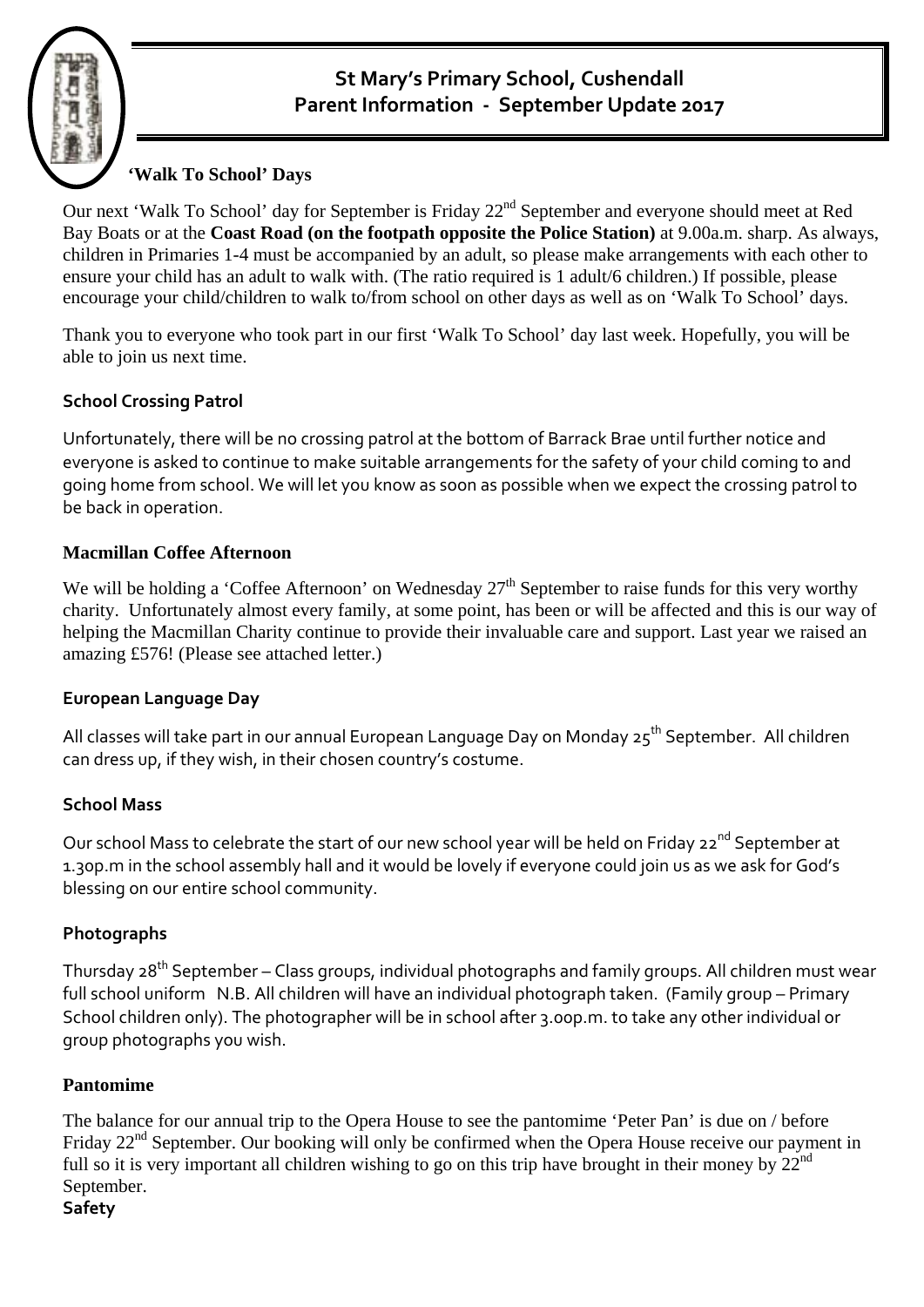# St Mary's Primary School, Cushendall
## Parent Information - September Update 2017

### 'Walk To School' Days

Our next 'Walk To School' day for September is Friday 22nd September and everyone should meet at Red Bay Boats or at the **Coast Road (on the footpath opposite the Police Station)** at 9.00a.m. sharp. As always, children in Primaries 1-4 must be accompanied by an adult, so please make arrangements with each other to ensure your child has an adult to walk with. (The ratio required is 1 adult/6 children.) If possible, please encourage your child/children to walk to/from school on other days as well as on 'Walk To School' days.

Thank you to everyone who took part in our first 'Walk To School' day last week. Hopefully, you will be able to join us next time.

### School Crossing Patrol

Unfortunately, there will be no crossing patrol at the bottom of Barrack Brae until further notice and everyone is asked to continue to make suitable arrangements for the safety of your child coming to and going home from school. We will let you know as soon as possible when we expect the crossing patrol to be back in operation.

### Macmillan Coffee Afternoon

We will be holding a 'Coffee Afternoon' on Wednesday 27th September to raise funds for this very worthy charity. Unfortunately almost every family, at some point, has been or will be affected and this is our way of helping the Macmillan Charity continue to provide their invaluable care and support. Last year we raised an amazing £576! (Please see attached letter.)

### European Language Day

All classes will take part in our annual European Language Day on Monday 25th September. All children can dress up, if they wish, in their chosen country's costume.

### School Mass

Our school Mass to celebrate the start of our new school year will be held on Friday 22nd September at 1.30p.m in the school assembly hall and it would be lovely if everyone could join us as we ask for God's blessing on our entire school community.

### Photographs

Thursday 28th September – Class groups, individual photographs and family groups. All children must wear full school uniform N.B. All children will have an individual photograph taken. (Family group – Primary School children only). The photographer will be in school after 3.00p.m. to take any other individual or group photographs you wish.

### Pantomime

The balance for our annual trip to the Opera House to see the pantomime 'Peter Pan' is due on / before Friday 22nd September. Our booking will only be confirmed when the Opera House receive our payment in full so it is very important all children wishing to go on this trip have brought in their money by 22nd September.

### Safety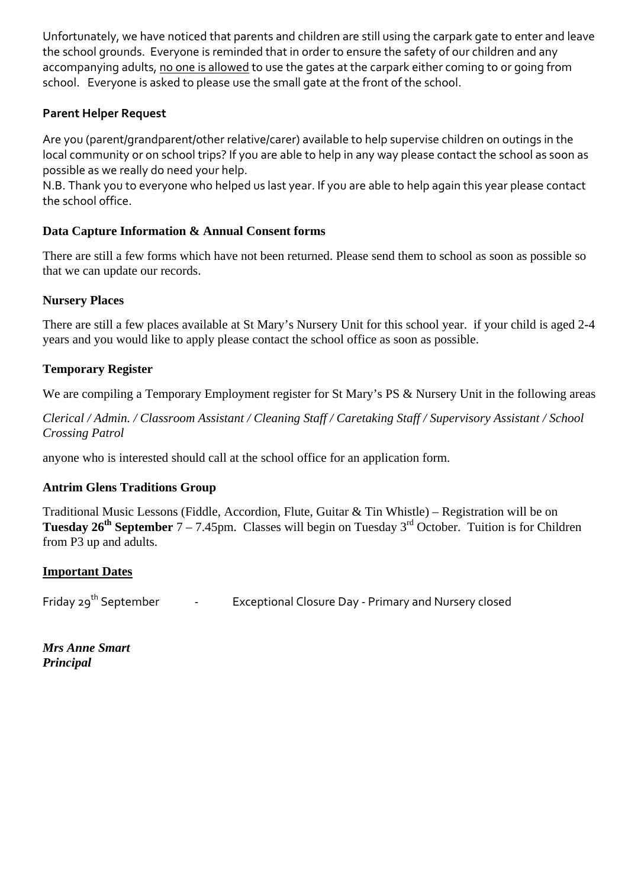Unfortunately, we have noticed that parents and children are still using the carpark gate to enter and leave the school grounds. Everyone is reminded that in order to ensure the safety of our children and any accompanying adults, no one is allowed to use the gates at the carpark either coming to or going from school. Everyone is asked to please use the small gate at the front of the school.

**Parent Helper Request**

Are you (parent/grandparent/other relative/carer) available to help supervise children on outings in the local community or on school trips? If you are able to help in any way please contact the school as soon as possible as we really do need your help.
N.B. Thank you to everyone who helped us last year. If you are able to help again this year please contact the school office.

**Data Capture Information & Annual Consent forms**

There are still a few forms which have not been returned. Please send them to school as soon as possible so that we can update our records.

**Nursery Places**

There are still a few places available at St Mary's Nursery Unit for this school year. if your child is aged 2-4 years and you would like to apply please contact the school office as soon as possible.

**Temporary Register**

We are compiling a Temporary Employment register for St Mary's PS & Nursery Unit in the following areas

*Clerical / Admin. / Classroom Assistant / Cleaning Staff / Caretaking Staff / Supervisory Assistant / School Crossing Patrol*

anyone who is interested should call at the school office for an application form.

**Antrim Glens Traditions Group**

Traditional Music Lessons (Fiddle, Accordion, Flute, Guitar & Tin Whistle) – Registration will be on **Tuesday 26th September** 7 – 7.45pm. Classes will begin on Tuesday 3rd October. Tuition is for Children from P3 up and adults.

**Important Dates**

Friday 29th September - Exceptional Closure Day - Primary and Nursery closed

***Mrs Anne Smart***
***Principal***